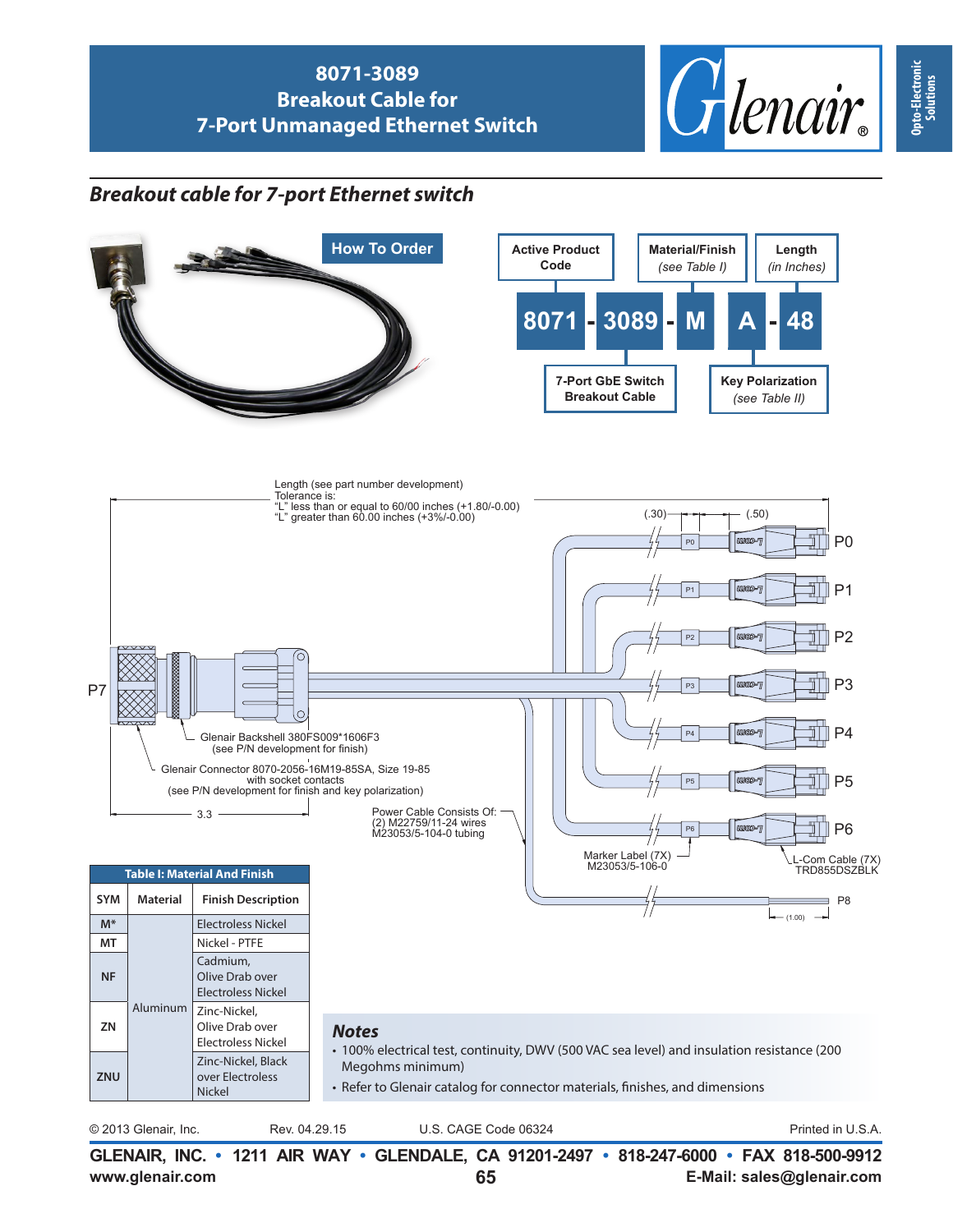# 8071-3089 Breakout Cable for 7-Port Unmanaged Ethernet Switch

Opto-Electronic Solutions

## Breakout cable for 7-port Ethernet switch

### How To Order

| Active Product Code | 7-Port GbE Switch Breakout Cable | Material/Finish (see Table I) | Key Polarization (see Table II) | Length (in Inches) |
|---|---|---|---|---|
| 8071 | 3089 | M | A | 48 |

8071 - 3089 - M A - 48

Length (see part number development)
Tolerance is:
"L" less than or equal to 60/00 inches (+1.80/-0.00)
"L" greater than 60.00 inches (+3%/-0.00)

(.30) (.50)

P0, P1, P2, P3, P4, P5, P6, P7, P8

Glenair Backshell 380FS009*1606F3 (see P/N development for finish)

Glenair Connector 8070-2056-16M19-85SA, Size 19-85 with socket contacts (see P/N development for finish and key polarization)

3.3

Power Cable Consists Of: (2) M22759/11-24 wires M23053/5-104-0 tubing

Marker Label (7X) M23053/5-106-0

L-Com Cable (7X) TRD855DSZBLK

(1.00)

**Table I: Material And Finish**

| SYM | Material | Finish Description |
|---|---|---|
| M* | Aluminum | Electroless Nickel |
| MT | | Nickel - PTFE |
| NF | | Cadmium, Olive Drab over Electroless Nickel |
| ZN | | Zinc-Nickel, Olive Drab over Electroless Nickel |
| ZNU | | Zinc-Nickel, Black over Electroless Nickel |

### Notes

- 100% electrical test, continuity, DWV (500 VAC sea level) and insulation resistance (200 Megohms minimum)
- Refer to Glenair catalog for connector materials, finishes, and dimensions

© 2013 Glenair, Inc. Rev. 04.29.15 U.S. CAGE Code 06324 Printed in U.S.A.

**GLENAIR, INC. • 1211 AIR WAY • GLENDALE, CA 91201-2497 • 818-247-6000 • FAX 818-500-9912**

**www.glenair.com** **E-Mail: sales@glenair.com**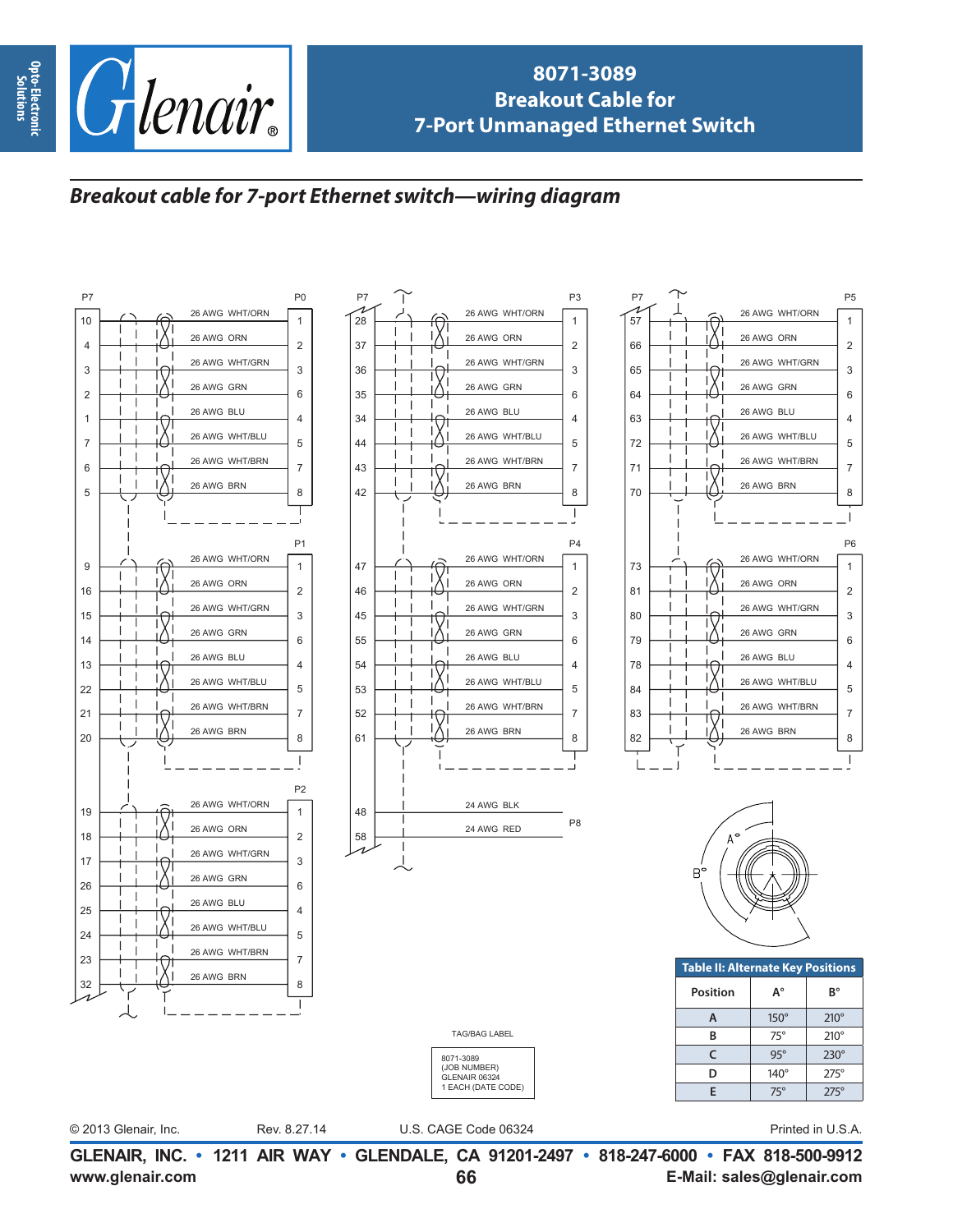# 8071-3089 Breakout Cable for 7-Port Unmanaged Ethernet Switch

## *Breakout cable for 7-port Ethernet switch—wiring diagram*

P7 / P0

| P7 | Wire | P0 |
| --- | --- | --- |
| 10 | 26 AWG WHT/ORN | 1 |
| 4 | 26 AWG ORN | 2 |
| 3 | 26 AWG WHT/GRN | 3 |
| 2 | 26 AWG GRN | 6 |
| 1 | 26 AWG BLU | 4 |
| 7 | 26 AWG WHT/BLU | 5 |
| 6 | 26 AWG WHT/BRN | 7 |
| 5 | 26 AWG BRN | 8 |

P7 / P1

| P7 | Wire | P1 |
| --- | --- | --- |
| 9 | 26 AWG WHT/ORN | 1 |
| 16 | 26 AWG ORN | 2 |
| 15 | 26 AWG WHT/GRN | 3 |
| 14 | 26 AWG GRN | 6 |
| 13 | 26 AWG BLU | 4 |
| 22 | 26 AWG WHT/BLU | 5 |
| 21 | 26 AWG WHT/BRN | 7 |
| 20 | 26 AWG BRN | 8 |

P7 / P2

| P7 | Wire | P2 |
| --- | --- | --- |
| 19 | 26 AWG WHT/ORN | 1 |
| 18 | 26 AWG ORN | 2 |
| 17 | 26 AWG WHT/GRN | 3 |
| 26 | 26 AWG GRN | 6 |
| 25 | 26 AWG BLU | 4 |
| 24 | 26 AWG WHT/BLU | 5 |
| 23 | 26 AWG WHT/BRN | 7 |
| 32 | 26 AWG BRN | 8 |

P7 / P3

| P7 | Wire | P3 |
| --- | --- | --- |
| 28 | 26 AWG WHT/ORN | 1 |
| 37 | 26 AWG ORN | 2 |
| 36 | 26 AWG WHT/GRN | 3 |
| 35 | 26 AWG GRN | 6 |
| 34 | 26 AWG BLU | 4 |
| 44 | 26 AWG WHT/BLU | 5 |
| 43 | 26 AWG WHT/BRN | 7 |
| 42 | 26 AWG BRN | 8 |

P7 / P4

| P7 | Wire | P4 |
| --- | --- | --- |
| 47 | 26 AWG WHT/ORN | 1 |
| 46 | 26 AWG ORN | 2 |
| 45 | 26 AWG WHT/GRN | 3 |
| 55 | 26 AWG GRN | 6 |
| 54 | 26 AWG BLU | 4 |
| 53 | 26 AWG WHT/BLU | 5 |
| 52 | 26 AWG WHT/BRN | 7 |
| 61 | 26 AWG BRN | 8 |

P7 / P8

| P7 | Wire | P8 |
| --- | --- | --- |
| 48 | 24 AWG BLK | |
| 58 | 24 AWG RED | |

P7 / P5

| P7 | Wire | P5 |
| --- | --- | --- |
| 57 | 26 AWG WHT/ORN | 1 |
| 66 | 26 AWG ORN | 2 |
| 65 | 26 AWG WHT/GRN | 3 |
| 64 | 26 AWG GRN | 6 |
| 63 | 26 AWG BLU | 4 |
| 72 | 26 AWG WHT/BLU | 5 |
| 71 | 26 AWG WHT/BRN | 7 |
| 70 | 26 AWG BRN | 8 |

P7 / P6

| P7 | Wire | P6 |
| --- | --- | --- |
| 73 | 26 AWG WHT/ORN | 1 |
| 81 | 26 AWG ORN | 2 |
| 80 | 26 AWG WHT/GRN | 3 |
| 79 | 26 AWG GRN | 6 |
| 78 | 26 AWG BLU | 4 |
| 84 | 26 AWG WHT/BLU | 5 |
| 83 | 26 AWG WHT/BRN | 7 |
| 82 | 26 AWG BRN | 8 |

A°
B°

TAG/BAG LABEL

8071-3089
(JOB NUMBER)
GLENAIR 06324
1 EACH (DATE CODE)

**Table II: Alternate Key Positions**

| Position | A° | B° |
| --- | --- | --- |
| A | 150° | 210° |
| B | 75° | 210° |
| C | 95° | 230° |
| D | 140° | 275° |
| E | 75° | 275° |